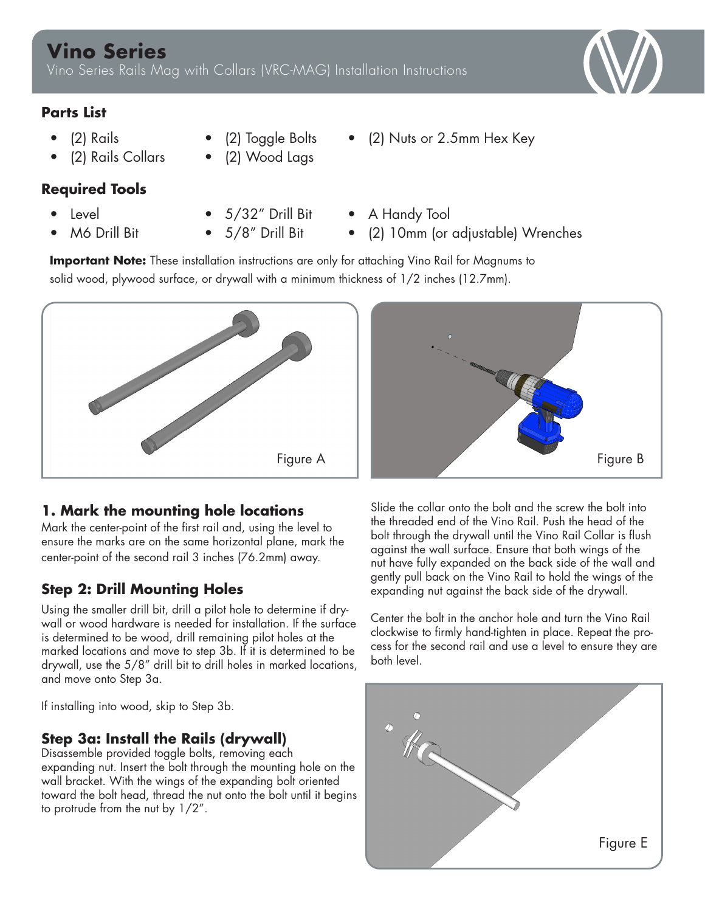# Vino Series

Vino Series Rails Mag with Collars (VRC-MAG) Installation Instructions

## Parts List

- (2) Rails
- (2) Rails Collars
- (2) Toggle Bolts
- (2) Wood Lags
- (2) Nuts or 2.5mm Hex Key

## Required Tools

- Level
- M6 Drill Bit
- 5/32" Drill Bit
- 5/8" Drill Bit
- A Handy Tool
- (2) 10mm (or adjustable) Wrenches

**Important Note:** These installation instructions are only for attaching Vino Rail for Magnums to solid wood, plywood surface, or drywall with a minimum thickness of 1/2 inches (12.7mm).

Figure A

Figure B

## 1. Mark the mounting hole locations

Mark the center-point of the first rail and, using the level to ensure the marks are on the same horizontal plane, mark the center-point of the second rail 3 inches (76.2mm) away.

## Step 2: Drill Mounting Holes

Using the smaller drill bit, drill a pilot hole to determine if drywall or wood hardware is needed for installation. If the surface is determined to be wood, drill remaining pilot holes at the marked locations and move to step 3b. If it is determined to be drywall, use the 5/8" drill bit to drill holes in marked locations, and move onto Step 3a.

If installing into wood, skip to Step 3b.

## Step 3a: Install the Rails (drywall)

Disassemble provided toggle bolts, removing each expanding nut. Insert the bolt through the mounting hole on the wall bracket. With the wings of the expanding bolt oriented toward the bolt head, thread the nut onto the bolt until it begins to protrude from the nut by 1/2".

Slide the collar onto the bolt and the screw the bolt into the threaded end of the Vino Rail. Push the head of the bolt through the drywall until the Vino Rail Collar is flush against the wall surface. Ensure that both wings of the nut have fully expanded on the back side of the wall and gently pull back on the Vino Rail to hold the wings of the expanding nut against the back side of the drywall.

Center the bolt in the anchor hole and turn the Vino Rail clockwise to firmly hand-tighten in place. Repeat the process for the second rail and use a level to ensure they are both level.

Figure E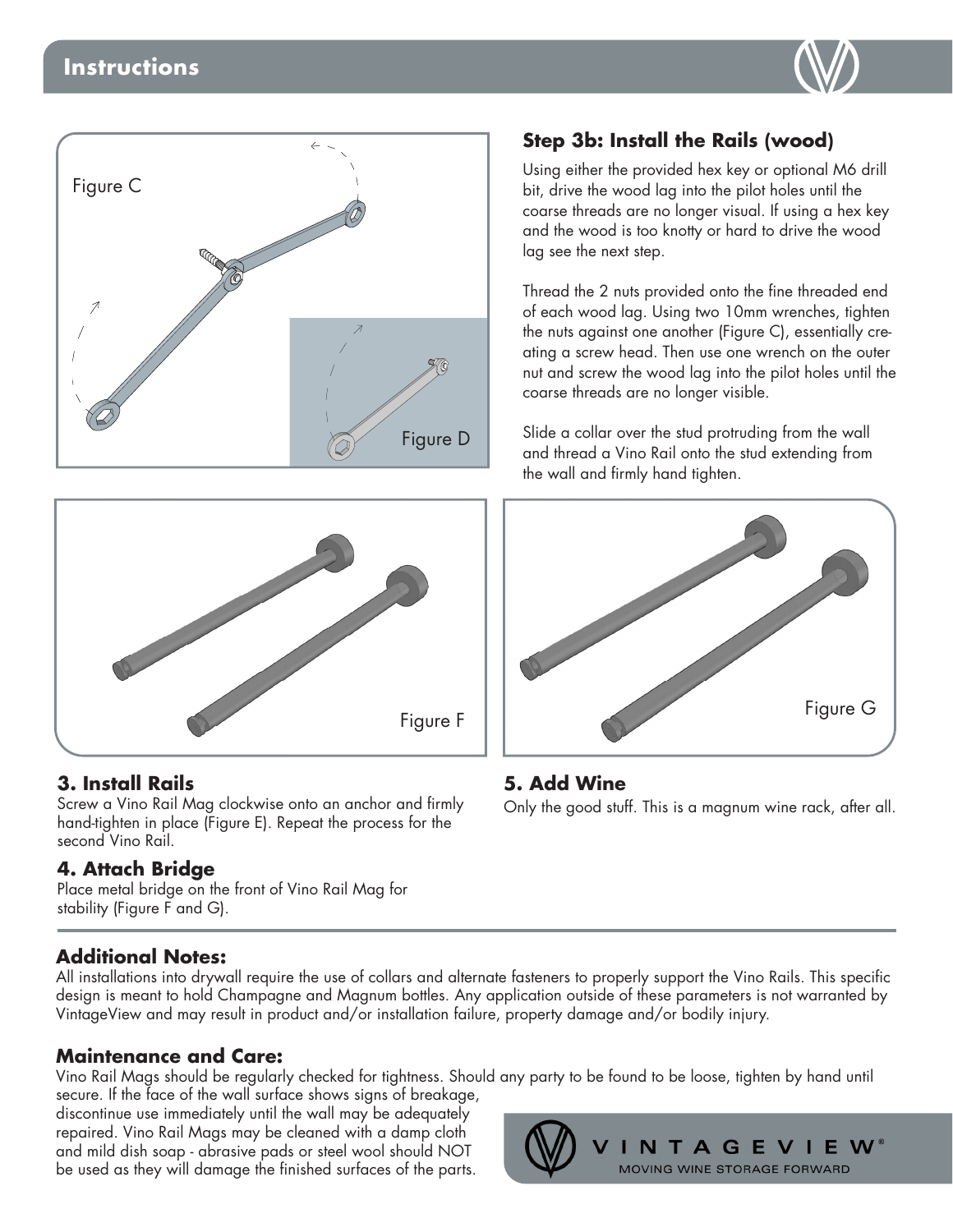## Instructions

Figure C

Figure D

### Step 3b: Install the Rails (wood)

Using either the provided hex key or optional M6 drill bit, drive the wood lag into the pilot holes until the coarse threads are no longer visual. If using a hex key and the wood is too knotty or hard to drive the wood lag see the next step.

Thread the 2 nuts provided onto the fine threaded end of each wood lag. Using two 10mm wrenches, tighten the nuts against one another (Figure C), essentially creating a screw head. Then use one wrench on the outer nut and screw the wood lag into the pilot holes until the coarse threads are no longer visible.

Slide a collar over the stud protruding from the wall and thread a Vino Rail onto the stud extending from the wall and firmly hand tighten.

Figure F

Figure G

### 3. Install Rails

Screw a Vino Rail Mag clockwise onto an anchor and firmly hand-tighten in place (Figure E). Repeat the process for the second Vino Rail.

### 4. Attach Bridge

Place metal bridge on the front of Vino Rail Mag for stability (Figure F and G).

### 5. Add Wine

Only the good stuff. This is a magnum wine rack, after all.

### Additional Notes:

All installations into drywall require the use of collars and alternate fasteners to properly support the Vino Rails. This specific design is meant to hold Champagne and Magnum bottles. Any application outside of these parameters is not warranted by VintageView and may result in product and/or installation failure, property damage and/or bodily injury.

### Maintenance and Care:

Vino Rail Mags should be regularly checked for tightness. Should any party to be found to be loose, tighten by hand until secure. If the face of the wall surface shows signs of breakage, discontinue use immediately until the wall may be adequately repaired. Vino Rail Mags may be cleaned with a damp cloth and mild dish soap - abrasive pads or steel wool should NOT be used as they will damage the finished surfaces of the parts.

VINTAGEVIEW®
MOVING WINE STORAGE FORWARD